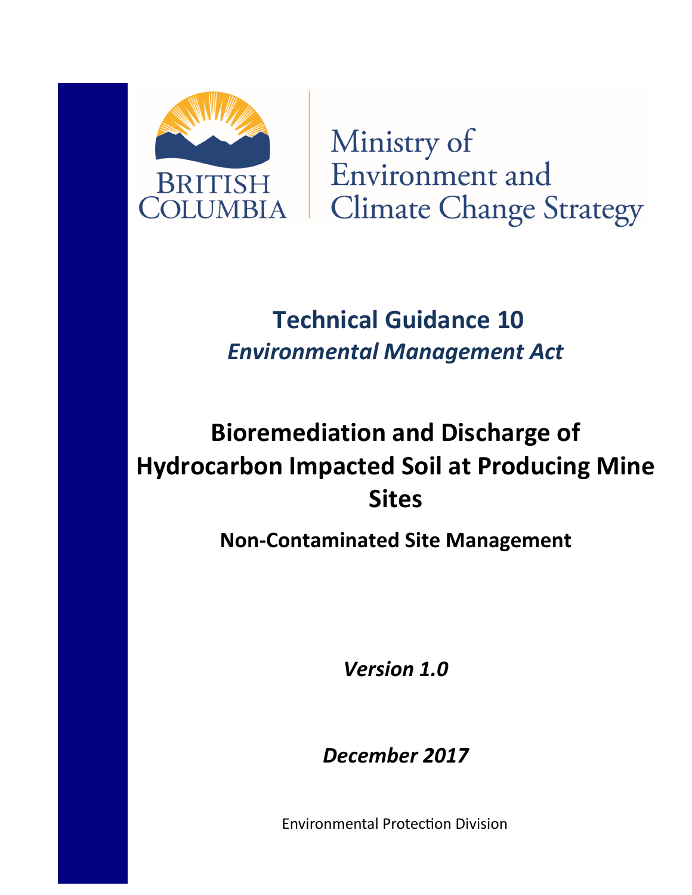BRITISH COLUMBIA

Ministry of Environment and Climate Change Strategy

# Technical Guidance 10

## *Environmental Management Act*

# Bioremediation and Discharge of Hydrocarbon Impacted Soil at Producing Mine Sites

### Non-Contaminated Site Management

***Version 1.0***

***December 2017***

Environmental Protection Division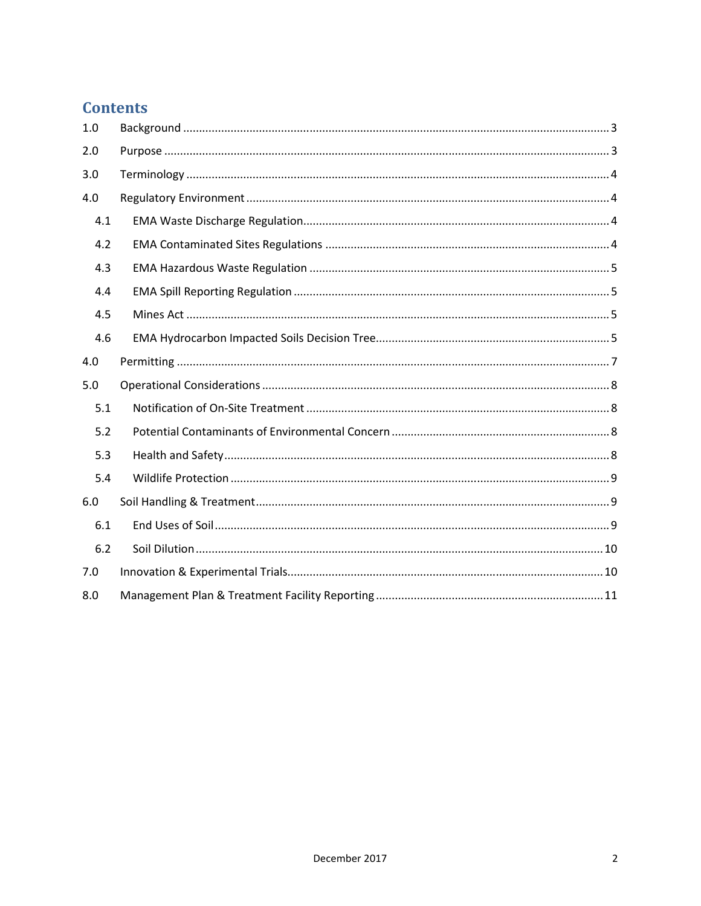# Contents

| | | |
|---|---|---|
| 1.0 | Background | 3 |
| 2.0 | Purpose | 3 |
| 3.0 | Terminology | 4 |
| 4.0 | Regulatory Environment | 4 |
| 4.1 | EMA Waste Discharge Regulation | 4 |
| 4.2 | EMA Contaminated Sites Regulations | 4 |
| 4.3 | EMA Hazardous Waste Regulation | 5 |
| 4.4 | EMA Spill Reporting Regulation | 5 |
| 4.5 | Mines Act | 5 |
| 4.6 | EMA Hydrocarbon Impacted Soils Decision Tree | 5 |
| 4.0 | Permitting | 7 |
| 5.0 | Operational Considerations | 8 |
| 5.1 | Notification of On-Site Treatment | 8 |
| 5.2 | Potential Contaminants of Environmental Concern | 8 |
| 5.3 | Health and Safety | 8 |
| 5.4 | Wildlife Protection | 9 |
| 6.0 | Soil Handling & Treatment | 9 |
| 6.1 | End Uses of Soil | 9 |
| 6.2 | Soil Dilution | 10 |
| 7.0 | Innovation & Experimental Trials | 10 |
| 8.0 | Management Plan & Treatment Facility Reporting | 11 |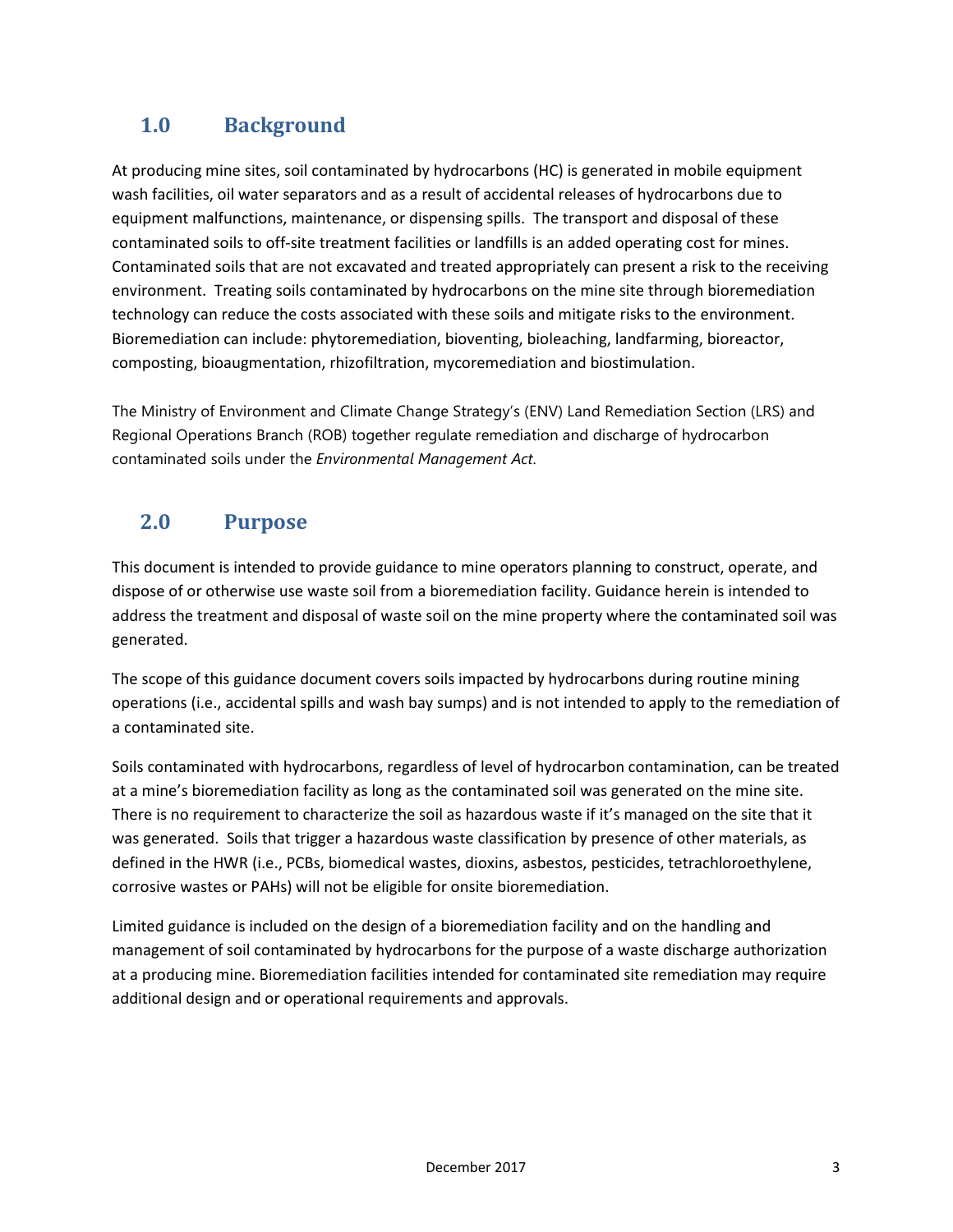## 1.0 Background

At producing mine sites, soil contaminated by hydrocarbons (HC) is generated in mobile equipment wash facilities, oil water separators and as a result of accidental releases of hydrocarbons due to equipment malfunctions, maintenance, or dispensing spills. The transport and disposal of these contaminated soils to off-site treatment facilities or landfills is an added operating cost for mines. Contaminated soils that are not excavated and treated appropriately can present a risk to the receiving environment. Treating soils contaminated by hydrocarbons on the mine site through bioremediation technology can reduce the costs associated with these soils and mitigate risks to the environment. Bioremediation can include: phytoremediation, bioventing, bioleaching, landfarming, bioreactor, composting, bioaugmentation, rhizofiltration, mycoremediation and biostimulation.

The Ministry of Environment and Climate Change Strategy's (ENV) Land Remediation Section (LRS) and Regional Operations Branch (ROB) together regulate remediation and discharge of hydrocarbon contaminated soils under the *Environmental Management Act.*

## 2.0 Purpose

This document is intended to provide guidance to mine operators planning to construct, operate, and dispose of or otherwise use waste soil from a bioremediation facility. Guidance herein is intended to address the treatment and disposal of waste soil on the mine property where the contaminated soil was generated.

The scope of this guidance document covers soils impacted by hydrocarbons during routine mining operations (i.e., accidental spills and wash bay sumps) and is not intended to apply to the remediation of a contaminated site.

Soils contaminated with hydrocarbons, regardless of level of hydrocarbon contamination, can be treated at a mine's bioremediation facility as long as the contaminated soil was generated on the mine site. There is no requirement to characterize the soil as hazardous waste if it's managed on the site that it was generated. Soils that trigger a hazardous waste classification by presence of other materials, as defined in the HWR (i.e., PCBs, biomedical wastes, dioxins, asbestos, pesticides, tetrachloroethylene, corrosive wastes or PAHs) will not be eligible for onsite bioremediation.

Limited guidance is included on the design of a bioremediation facility and on the handling and management of soil contaminated by hydrocarbons for the purpose of a waste discharge authorization at a producing mine. Bioremediation facilities intended for contaminated site remediation may require additional design and or operational requirements and approvals.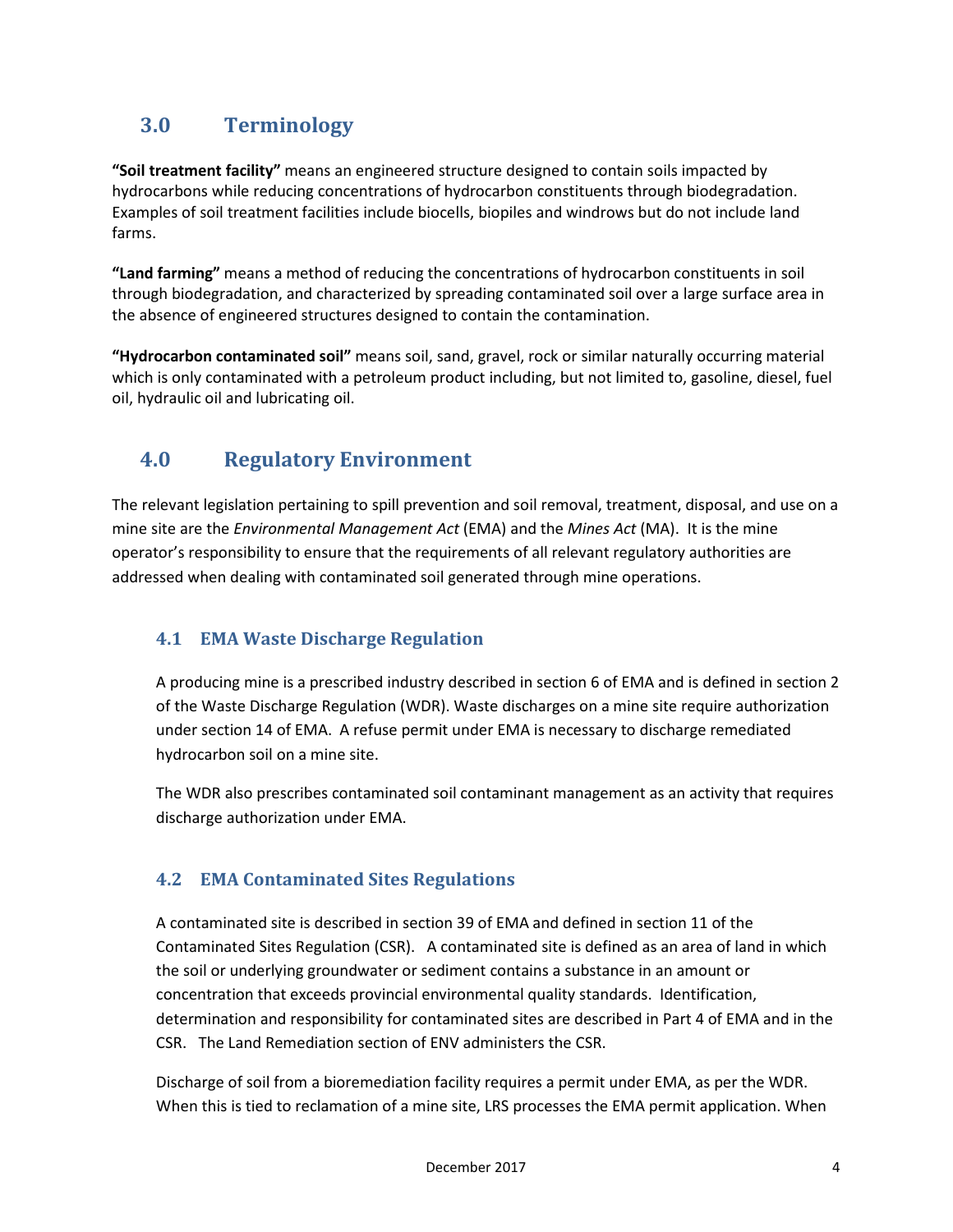## 3.0 Terminology

**"Soil treatment facility"** means an engineered structure designed to contain soils impacted by hydrocarbons while reducing concentrations of hydrocarbon constituents through biodegradation. Examples of soil treatment facilities include biocells, biopiles and windrows but do not include land farms.

**"Land farming"** means a method of reducing the concentrations of hydrocarbon constituents in soil through biodegradation, and characterized by spreading contaminated soil over a large surface area in the absence of engineered structures designed to contain the contamination.

**"Hydrocarbon contaminated soil"** means soil, sand, gravel, rock or similar naturally occurring material which is only contaminated with a petroleum product including, but not limited to, gasoline, diesel, fuel oil, hydraulic oil and lubricating oil.

## 4.0 Regulatory Environment

The relevant legislation pertaining to spill prevention and soil removal, treatment, disposal, and use on a mine site are the *Environmental Management Act* (EMA) and the *Mines Act* (MA). It is the mine operator's responsibility to ensure that the requirements of all relevant regulatory authorities are addressed when dealing with contaminated soil generated through mine operations.

### 4.1 EMA Waste Discharge Regulation

A producing mine is a prescribed industry described in section 6 of EMA and is defined in section 2 of the Waste Discharge Regulation (WDR). Waste discharges on a mine site require authorization under section 14 of EMA. A refuse permit under EMA is necessary to discharge remediated hydrocarbon soil on a mine site.

The WDR also prescribes contaminated soil contaminant management as an activity that requires discharge authorization under EMA.

### 4.2 EMA Contaminated Sites Regulations

A contaminated site is described in section 39 of EMA and defined in section 11 of the Contaminated Sites Regulation (CSR). A contaminated site is defined as an area of land in which the soil or underlying groundwater or sediment contains a substance in an amount or concentration that exceeds provincial environmental quality standards. Identification, determination and responsibility for contaminated sites are described in Part 4 of EMA and in the CSR. The Land Remediation section of ENV administers the CSR.

Discharge of soil from a bioremediation facility requires a permit under EMA, as per the WDR. When this is tied to reclamation of a mine site, LRS processes the EMA permit application. When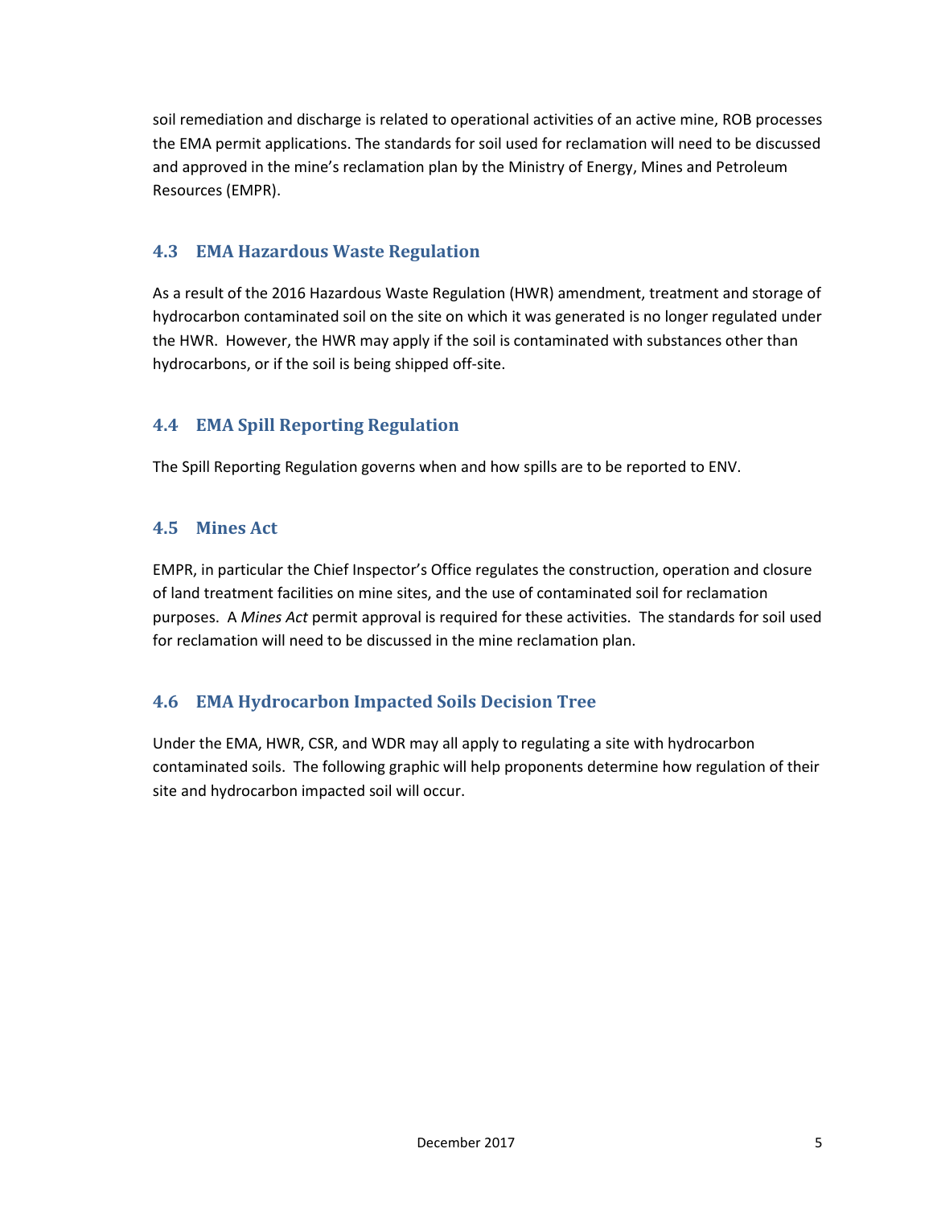soil remediation and discharge is related to operational activities of an active mine, ROB processes the EMA permit applications. The standards for soil used for reclamation will need to be discussed and approved in the mine's reclamation plan by the Ministry of Energy, Mines and Petroleum Resources (EMPR).

## 4.3 EMA Hazardous Waste Regulation

As a result of the 2016 Hazardous Waste Regulation (HWR) amendment, treatment and storage of hydrocarbon contaminated soil on the site on which it was generated is no longer regulated under the HWR. However, the HWR may apply if the soil is contaminated with substances other than hydrocarbons, or if the soil is being shipped off-site.

## 4.4 EMA Spill Reporting Regulation

The Spill Reporting Regulation governs when and how spills are to be reported to ENV.

## 4.5 Mines Act

EMPR, in particular the Chief Inspector's Office regulates the construction, operation and closure of land treatment facilities on mine sites, and the use of contaminated soil for reclamation purposes. A *Mines Act* permit approval is required for these activities. The standards for soil used for reclamation will need to be discussed in the mine reclamation plan.

## 4.6 EMA Hydrocarbon Impacted Soils Decision Tree

Under the EMA, HWR, CSR, and WDR may all apply to regulating a site with hydrocarbon contaminated soils. The following graphic will help proponents determine how regulation of their site and hydrocarbon impacted soil will occur.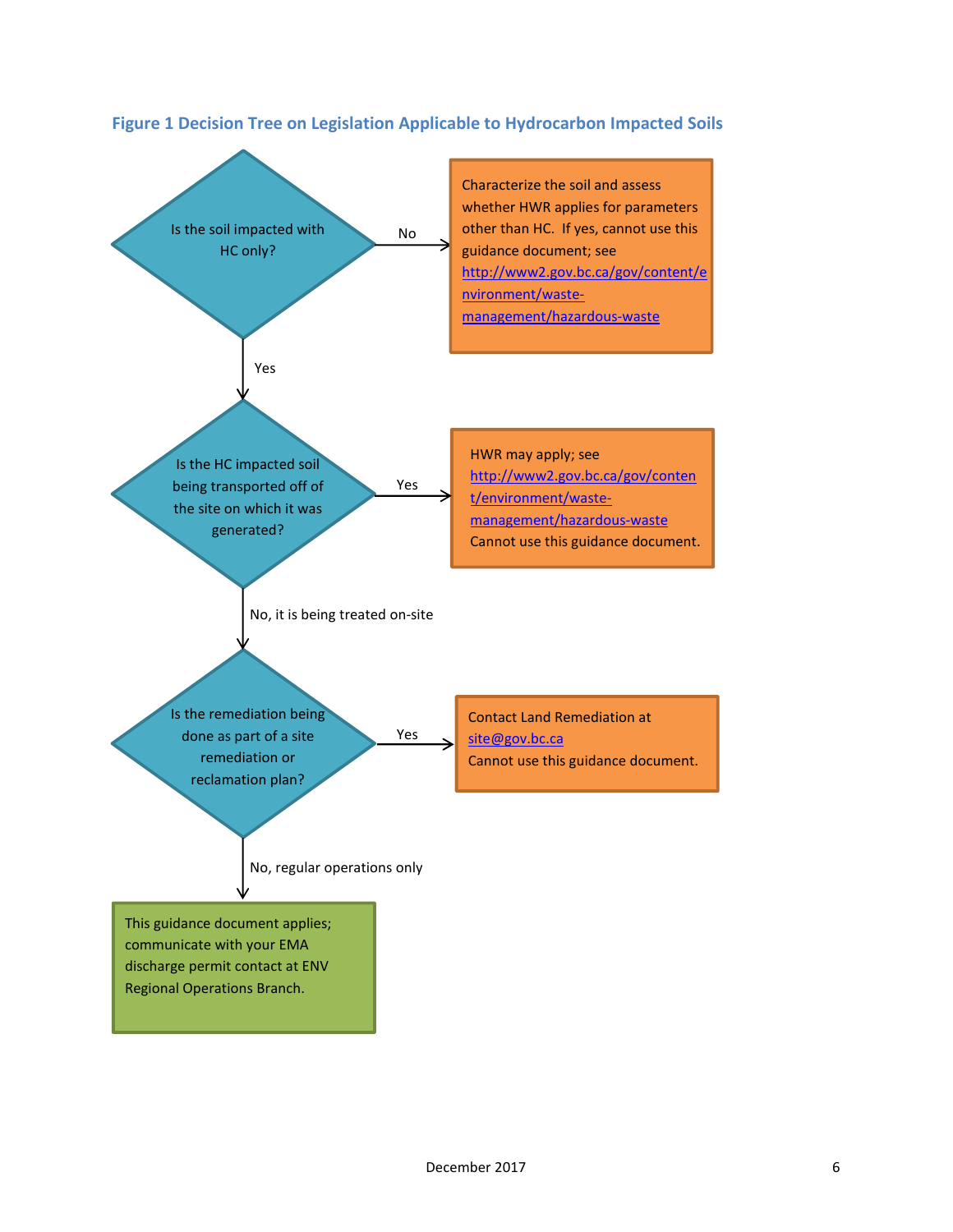### Figure 1 Decision Tree on Legislation Applicable to Hydrocarbon Impacted Soils

**Is the soil impacted with HC only?**

- **No** → Characterize the soil and assess whether HWR applies for parameters other than HC. If yes, cannot use this guidance document; see http://www2.gov.bc.ca/gov/content/environment/waste-management/hazardous-waste
- **Yes** → **Is the HC impacted soil being transported off of the site on which it was generated?**
  - **Yes** → HWR may apply; see http://www2.gov.bc.ca/gov/content/environment/waste-management/hazardous-waste Cannot use this guidance document.
  - **No, it is being treated on-site** → **Is the remediation being done as part of a site remediation or reclamation plan?**
    - **Yes** → Contact Land Remediation at site@gov.bc.ca Cannot use this guidance document.
    - **No, regular operations only** → This guidance document applies; communicate with your EMA discharge permit contact at ENV Regional Operations Branch.

December 2017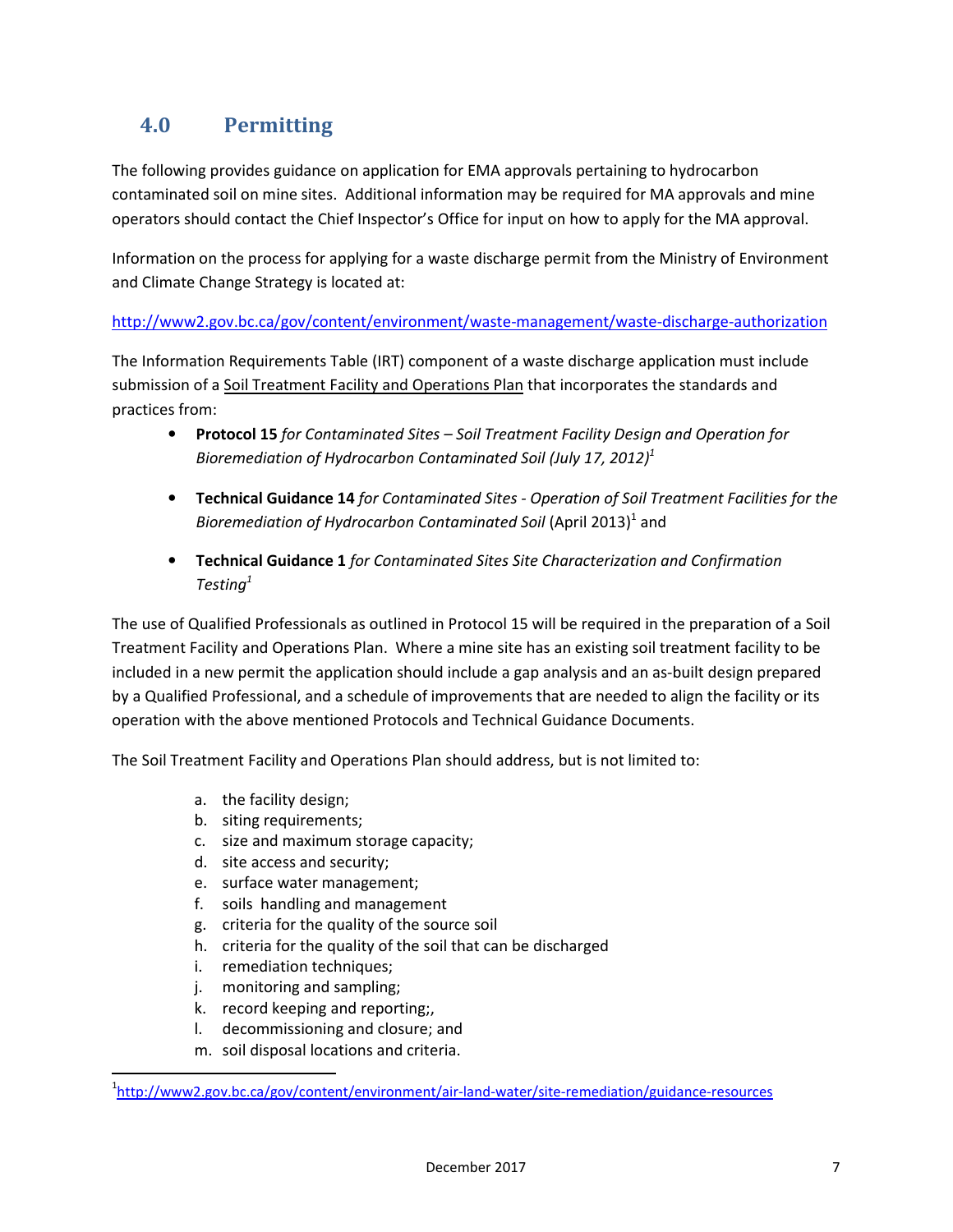## 4.0 Permitting

The following provides guidance on application for EMA approvals pertaining to hydrocarbon contaminated soil on mine sites. Additional information may be required for MA approvals and mine operators should contact the Chief Inspector's Office for input on how to apply for the MA approval.

Information on the process for applying for a waste discharge permit from the Ministry of Environment and Climate Change Strategy is located at:

http://www2.gov.bc.ca/gov/content/environment/waste-management/waste-discharge-authorization

The Information Requirements Table (IRT) component of a waste discharge application must include submission of a Soil Treatment Facility and Operations Plan that incorporates the standards and practices from:

- **Protocol 15** *for Contaminated Sites – Soil Treatment Facility Design and Operation for Bioremediation of Hydrocarbon Contaminated Soil (July 17, 2012)*[1]
- **Technical Guidance 14** *for Contaminated Sites - Operation of Soil Treatment Facilities for the Bioremediation of Hydrocarbon Contaminated Soil* (April 2013)[1] and
- **Technical Guidance 1** *for Contaminated Sites Site Characterization and Confirmation Testing*[1]

The use of Qualified Professionals as outlined in Protocol 15 will be required in the preparation of a Soil Treatment Facility and Operations Plan. Where a mine site has an existing soil treatment facility to be included in a new permit the application should include a gap analysis and an as-built design prepared by a Qualified Professional, and a schedule of improvements that are needed to align the facility or its operation with the above mentioned Protocols and Technical Guidance Documents.

The Soil Treatment Facility and Operations Plan should address, but is not limited to:

a. the facility design;
b. siting requirements;
c. size and maximum storage capacity;
d. site access and security;
e. surface water management;
f. soils handling and management
g. criteria for the quality of the source soil
h. criteria for the quality of the soil that can be discharged
i. remediation techniques;
j. monitoring and sampling;
k. record keeping and reporting;,
l. decommissioning and closure; and
m. soil disposal locations and criteria.

[1] http://www2.gov.bc.ca/gov/content/environment/air-land-water/site-remediation/guidance-resources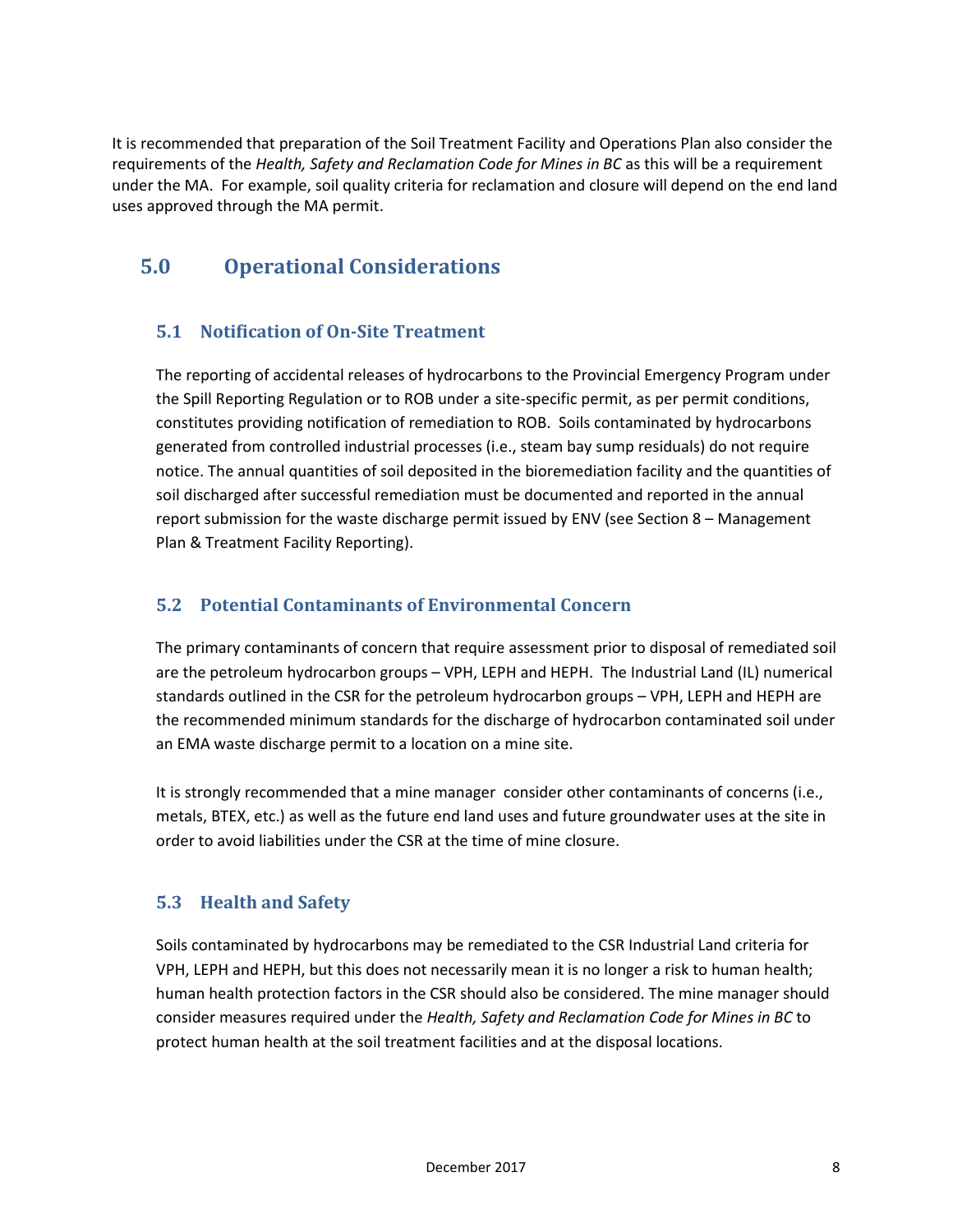It is recommended that preparation of the Soil Treatment Facility and Operations Plan also consider the requirements of the *Health, Safety and Reclamation Code for Mines in BC* as this will be a requirement under the MA. For example, soil quality criteria for reclamation and closure will depend on the end land uses approved through the MA permit.

# 5.0 Operational Considerations

## 5.1 Notification of On-Site Treatment

The reporting of accidental releases of hydrocarbons to the Provincial Emergency Program under the Spill Reporting Regulation or to ROB under a site-specific permit, as per permit conditions, constitutes providing notification of remediation to ROB. Soils contaminated by hydrocarbons generated from controlled industrial processes (i.e., steam bay sump residuals) do not require notice. The annual quantities of soil deposited in the bioremediation facility and the quantities of soil discharged after successful remediation must be documented and reported in the annual report submission for the waste discharge permit issued by ENV (see Section 8 – Management Plan & Treatment Facility Reporting).

## 5.2 Potential Contaminants of Environmental Concern

The primary contaminants of concern that require assessment prior to disposal of remediated soil are the petroleum hydrocarbon groups – VPH, LEPH and HEPH. The Industrial Land (IL) numerical standards outlined in the CSR for the petroleum hydrocarbon groups – VPH, LEPH and HEPH are the recommended minimum standards for the discharge of hydrocarbon contaminated soil under an EMA waste discharge permit to a location on a mine site.

It is strongly recommended that a mine manager consider other contaminants of concerns (i.e., metals, BTEX, etc.) as well as the future end land uses and future groundwater uses at the site in order to avoid liabilities under the CSR at the time of mine closure.

## 5.3 Health and Safety

Soils contaminated by hydrocarbons may be remediated to the CSR Industrial Land criteria for VPH, LEPH and HEPH, but this does not necessarily mean it is no longer a risk to human health; human health protection factors in the CSR should also be considered. The mine manager should consider measures required under the *Health, Safety and Reclamation Code for Mines in BC* to protect human health at the soil treatment facilities and at the disposal locations.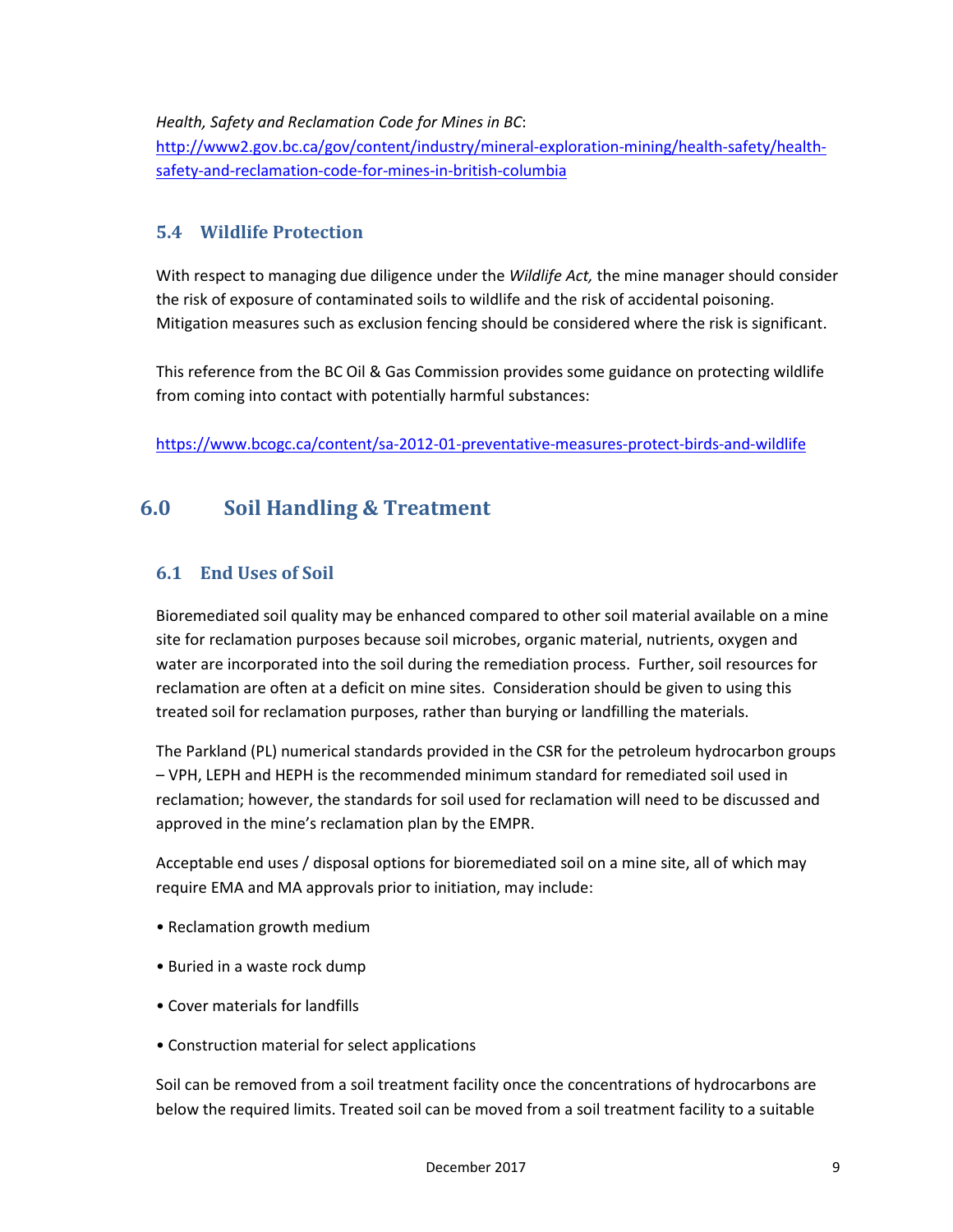*Health, Safety and Reclamation Code for Mines in BC*:
http://www2.gov.bc.ca/gov/content/industry/mineral-exploration-mining/health-safety/health-safety-and-reclamation-code-for-mines-in-british-columbia

### 5.4 Wildlife Protection

With respect to managing due diligence under the *Wildlife Act,* the mine manager should consider the risk of exposure of contaminated soils to wildlife and the risk of accidental poisoning. Mitigation measures such as exclusion fencing should be considered where the risk is significant.

This reference from the BC Oil & Gas Commission provides some guidance on protecting wildlife from coming into contact with potentially harmful substances:

https://www.bcogc.ca/content/sa-2012-01-preventative-measures-protect-birds-and-wildlife

## 6.0 Soil Handling & Treatment

### 6.1 End Uses of Soil

Bioremediated soil quality may be enhanced compared to other soil material available on a mine site for reclamation purposes because soil microbes, organic material, nutrients, oxygen and water are incorporated into the soil during the remediation process. Further, soil resources for reclamation are often at a deficit on mine sites. Consideration should be given to using this treated soil for reclamation purposes, rather than burying or landfilling the materials.

The Parkland (PL) numerical standards provided in the CSR for the petroleum hydrocarbon groups – VPH, LEPH and HEPH is the recommended minimum standard for remediated soil used in reclamation; however, the standards for soil used for reclamation will need to be discussed and approved in the mine's reclamation plan by the EMPR.

Acceptable end uses / disposal options for bioremediated soil on a mine site, all of which may require EMA and MA approvals prior to initiation, may include:

- Reclamation growth medium
- Buried in a waste rock dump
- Cover materials for landfills
- Construction material for select applications

Soil can be removed from a soil treatment facility once the concentrations of hydrocarbons are below the required limits. Treated soil can be moved from a soil treatment facility to a suitable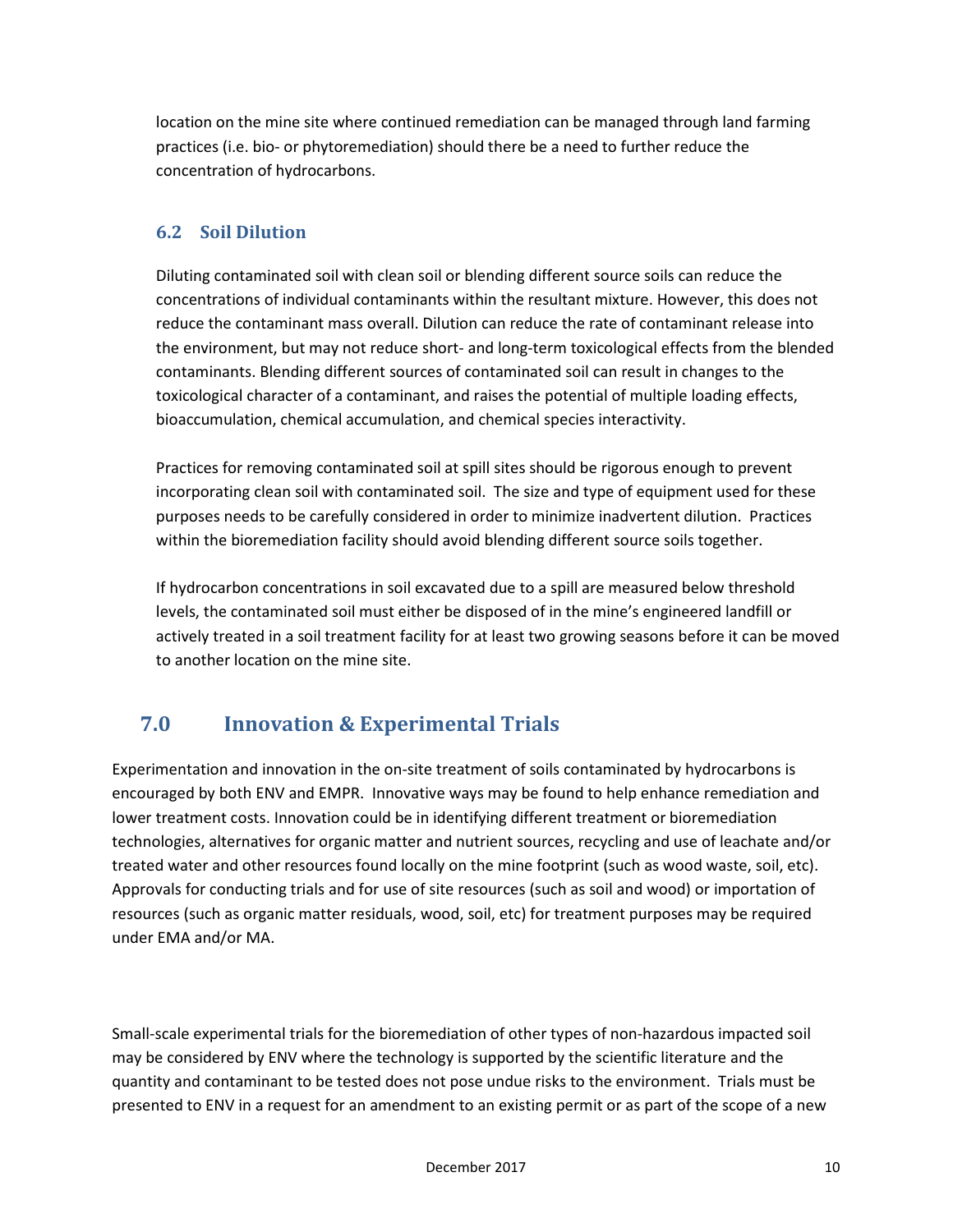location on the mine site where continued remediation can be managed through land farming practices (i.e. bio- or phytoremediation) should there be a need to further reduce the concentration of hydrocarbons.

### 6.2 Soil Dilution

Diluting contaminated soil with clean soil or blending different source soils can reduce the concentrations of individual contaminants within the resultant mixture. However, this does not reduce the contaminant mass overall. Dilution can reduce the rate of contaminant release into the environment, but may not reduce short- and long-term toxicological effects from the blended contaminants. Blending different sources of contaminated soil can result in changes to the toxicological character of a contaminant, and raises the potential of multiple loading effects, bioaccumulation, chemical accumulation, and chemical species interactivity.

Practices for removing contaminated soil at spill sites should be rigorous enough to prevent incorporating clean soil with contaminated soil. The size and type of equipment used for these purposes needs to be carefully considered in order to minimize inadvertent dilution. Practices within the bioremediation facility should avoid blending different source soils together.

If hydrocarbon concentrations in soil excavated due to a spill are measured below threshold levels, the contaminated soil must either be disposed of in the mine's engineered landfill or actively treated in a soil treatment facility for at least two growing seasons before it can be moved to another location on the mine site.

## 7.0 Innovation & Experimental Trials

Experimentation and innovation in the on-site treatment of soils contaminated by hydrocarbons is encouraged by both ENV and EMPR. Innovative ways may be found to help enhance remediation and lower treatment costs. Innovation could be in identifying different treatment or bioremediation technologies, alternatives for organic matter and nutrient sources, recycling and use of leachate and/or treated water and other resources found locally on the mine footprint (such as wood waste, soil, etc). Approvals for conducting trials and for use of site resources (such as soil and wood) or importation of resources (such as organic matter residuals, wood, soil, etc) for treatment purposes may be required under EMA and/or MA.

Small-scale experimental trials for the bioremediation of other types of non-hazardous impacted soil may be considered by ENV where the technology is supported by the scientific literature and the quantity and contaminant to be tested does not pose undue risks to the environment. Trials must be presented to ENV in a request for an amendment to an existing permit or as part of the scope of a new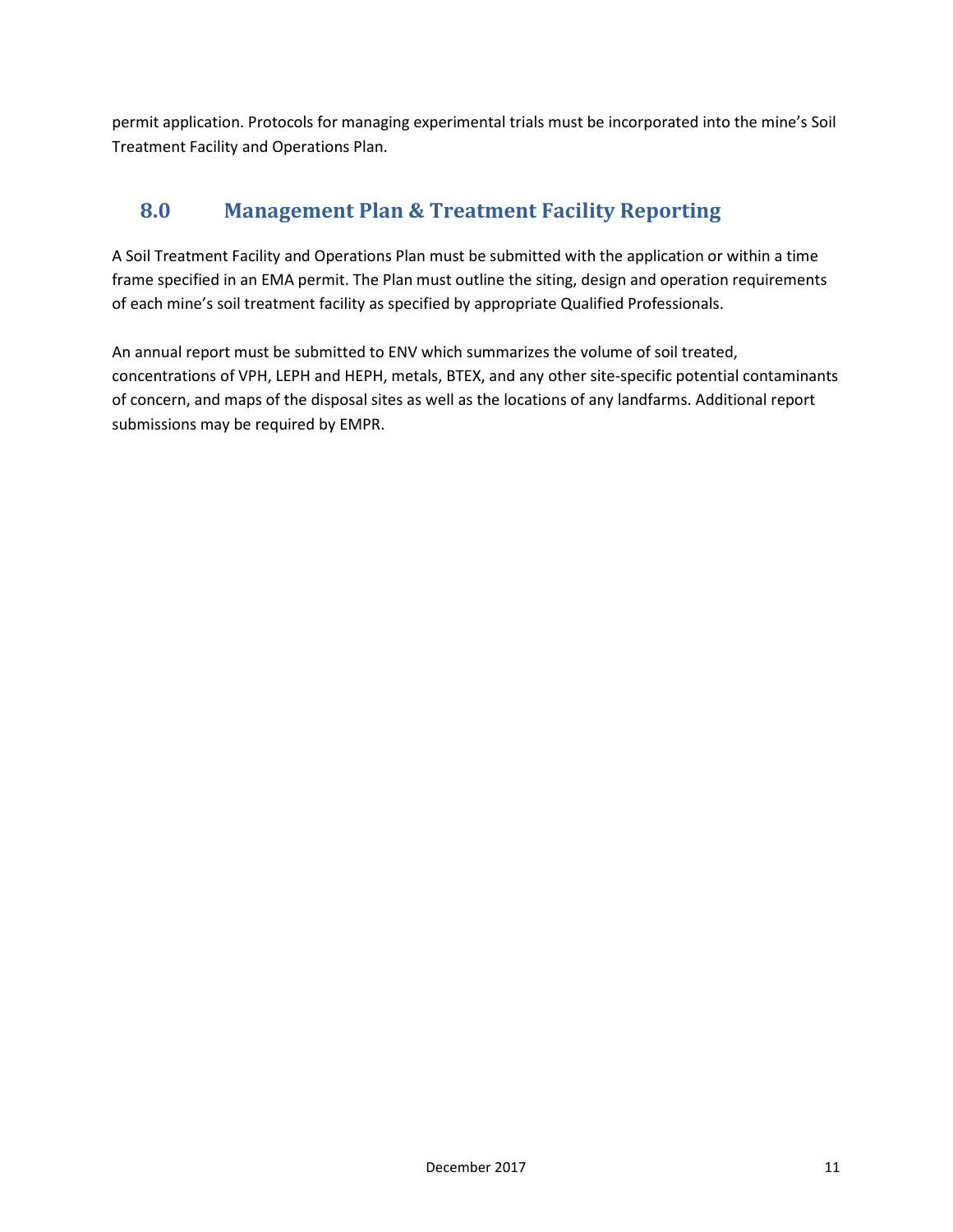permit application. Protocols for managing experimental trials must be incorporated into the mine's Soil Treatment Facility and Operations Plan.

## 8.0 Management Plan & Treatment Facility Reporting

A Soil Treatment Facility and Operations Plan must be submitted with the application or within a time frame specified in an EMA permit. The Plan must outline the siting, design and operation requirements of each mine's soil treatment facility as specified by appropriate Qualified Professionals.

An annual report must be submitted to ENV which summarizes the volume of soil treated, concentrations of VPH, LEPH and HEPH, metals, BTEX, and any other site-specific potential contaminants of concern, and maps of the disposal sites as well as the locations of any landfarms. Additional report submissions may be required by EMPR.